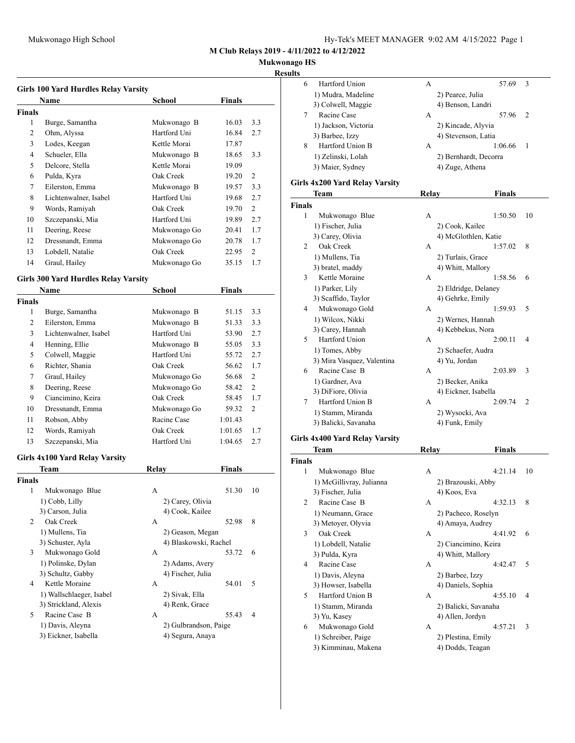**M Club Relays 2019 - 4/11/2022 to 4/12/2022**

**Mukwonago HS**

**Results**

### Girls 100 Yard Hurdles Relay Varsity

| | Name | School | Finals | |
|---|---|---|---|---|
| **Finals** | | | | |
| 1 | Burge, Samantha | Mukwonago B | 16.03 | 3.3 |
| 2 | Ohm, Alyssa | Hartford Uni | 16.84 | 2.7 |
| 3 | Lodes, Keegan | Kettle Morai | 17.87 | |
| 4 | Schueler, Ella | Mukwonago B | 18.65 | 3.3 |
| 5 | Delcore, Stella | Kettle Morai | 19.09 | |
| 6 | Pulda, Kyra | Oak Creek | 19.20 | 2 |
| 7 | Eilerston, Emma | Mukwonago B | 19.57 | 3.3 |
| 8 | Lichtenwalner, Isabel | Hartford Uni | 19.68 | 2.7 |
| 9 | Words, Ramiyah | Oak Creek | 19.70 | 2 |
| 10 | Szczepanski, Mia | Hartford Uni | 19.89 | 2.7 |
| 11 | Deering, Reese | Mukwonago Go | 20.41 | 1.7 |
| 12 | Dressnandt, Emma | Mukwonago Go | 20.78 | 1.7 |
| 13 | Lobdell, Natalie | Oak Creek | 22.95 | 2 |
| 14 | Graul, Hailey | Mukwonago Go | 35.15 | 1.7 |

### Girls 300 Yard Hurdles Relay Varsity

| | Name | School | Finals | |
|---|---|---|---|---|
| **Finals** | | | | |
| 1 | Burge, Samantha | Mukwonago B | 51.15 | 3.3 |
| 2 | Eilerston, Emma | Mukwonago B | 51.33 | 3.3 |
| 3 | Lichtenwalner, Isabel | Hartford Uni | 53.90 | 2.7 |
| 4 | Henning, Ellie | Mukwonago B | 55.05 | 3.3 |
| 5 | Colwell, Maggie | Hartford Uni | 55.72 | 2.7 |
| 6 | Richter, Shania | Oak Creek | 56.62 | 1.7 |
| 7 | Graul, Hailey | Mukwonago Go | 56.68 | 2 |
| 8 | Deering, Reese | Mukwonago Go | 58.42 | 2 |
| 9 | Ciancimino, Keira | Oak Creek | 58.45 | 1.7 |
| 10 | Dressnandt, Emma | Mukwonago Go | 59.32 | 2 |
| 11 | Robson, Abby | Racine Case | 1:01.43 | |
| 12 | Words, Ramiyah | Oak Creek | 1:01.65 | 1.7 |
| 13 | Szczepanski, Mia | Hartford Uni | 1:04.65 | 2.7 |

### Girls 4x100 Yard Relay Varsity

| | Team | Relay | Finals | |
|---|---|---|---|---|
| **Finals** | | | | |
| 1 | Mukwonago Blue | A | 51.30 | 10 |
| | 1) Cobb, Lilly | 2) Carey, Olivia | | |
| | 3) Carson, Julia | 4) Cook, Kailee | | |
| 2 | Oak Creek | A | 52.98 | 8 |
| | 1) Mullens, Tia | 2) Geason, Megan | | |
| | 3) Schuster, Ayla | 4) Blaskowski, Rachel | | |
| 3 | Mukwonago Gold | A | 53.72 | 6 |
| | 1) Polinske, Dylan | 2) Adams, Avery | | |
| | 3) Schultz, Gabby | 4) Fischer, Julia | | |
| 4 | Kettle Moraine | A | 54.01 | 5 |
| | 1) Wallschlaeger, Isabel | 2) Sivak, Ella | | |
| | 3) Strickland, Alexis | 4) Renk, Grace | | |
| 5 | Racine Case B | A | 55.43 | 4 |
| | 1) Davis, Aleyna | 2) Gulbrandson, Paige | | |
| | 3) Eickner, Isabella | 4) Segura, Anaya | | |
| 6 | Hartford Union | A | 57.69 | 3 |
| | 1) Mudra, Madeline | 2) Pearce, Julia | | |
| | 3) Colwell, Maggie | 4) Benson, Landri | | |
| 7 | Racine Case | A | 57.96 | 2 |
| | 1) Jackson, Victoria | 2) Kincade, Alyvia | | |
| | 3) Barbee, Izzy | 4) Stevenson, Latia | | |
| 8 | Hartford Union B | A | 1:06.66 | 1 |
| | 1) Zelinski, Lolah | 2) Bernhardt, Decorra | | |
| | 3) Maier, Sydney | 4) Zuge, Athena | | |

### Girls 4x200 Yard Relay Varsity

| | Team | Relay | Finals | |
|---|---|---|---|---|
| **Finals** | | | | |
| 1 | Mukwonago Blue | A | 1:50.50 | 10 |
| | 1) Fischer, Julia | 2) Cook, Kailee | | |
| | 3) Carey, Olivia | 4) McGlothlen, Katie | | |
| 2 | Oak Creek | A | 1:57.02 | 8 |
| | 1) Mullens, Tia | 2) Turlais, Grace | | |
| | 3) bratel, maddy | 4) Whitt, Mallory | | |
| 3 | Kettle Moraine | A | 1:58.56 | 6 |
| | 1) Parker, Lily | 2) Eldridge, Delaney | | |
| | 3) Scaffido, Taylor | 4) Gehrke, Emily | | |
| 4 | Mukwonago Gold | A | 1:59.93 | 5 |
| | 1) Wilcox, Nikki | 2) Wernes, Hannah | | |
| | 3) Carey, Hannah | 4) Kebbekus, Nora | | |
| 5 | Hartford Union | A | 2:00.11 | 4 |
| | 1) Tomes, Abby | 2) Schaefer, Audra | | |
| | 3) Mira Vasquez, Valentina | 4) Yu, Jordan | | |
| 6 | Racine Case B | A | 2:03.89 | 3 |
| | 1) Gardner, Ava | 2) Becker, Anika | | |
| | 3) DiFiore, Olivia | 4) Eickner, Isabella | | |
| 7 | Hartford Union B | A | 2:09.74 | 2 |
| | 1) Stamm, Miranda | 2) Wysocki, Ava | | |
| | 3) Balicki, Savanaha | 4) Funk, Emily | | |

### Girls 4x400 Yard Relay Varsity

| | Team | Relay | Finals | |
|---|---|---|---|---|
| **Finals** | | | | |
| 1 | Mukwonago Blue | A | 4:21.14 | 10 |
| | 1) McGillivray, Julianna | 2) Brazouski, Abby | | |
| | 3) Fischer, Julia | 4) Koos, Eva | | |
| 2 | Racine Case B | A | 4:32.13 | 8 |
| | 1) Neumann, Grace | 2) Pacheco, Roselyn | | |
| | 3) Metoyer, Olyvia | 4) Amaya, Audrey | | |
| 3 | Oak Creek | A | 4:41.92 | 6 |
| | 1) Lobdell, Natalie | 2) Ciancimino, Keira | | |
| | 3) Pulda, Kyra | 4) Whitt, Mallory | | |
| 4 | Racine Case | A | 4:42.47 | 5 |
| | 1) Davis, Aleyna | 2) Barbee, Izzy | | |
| | 3) Howser, Isabella | 4) Daniels, Sophia | | |
| 5 | Hartford Union B | A | 4:55.10 | 4 |
| | 1) Stamm, Miranda | 2) Balicki, Savanaha | | |
| | 3) Yu, Kasey | 4) Allen, Jordyn | | |
| 6 | Mukwonago Gold | A | 4:57.21 | 3 |
| | 1) Schreiber, Paige | 2) Plestina, Emily | | |
| | 3) Kimminau, Makena | 4) Dodds, Teagan | | |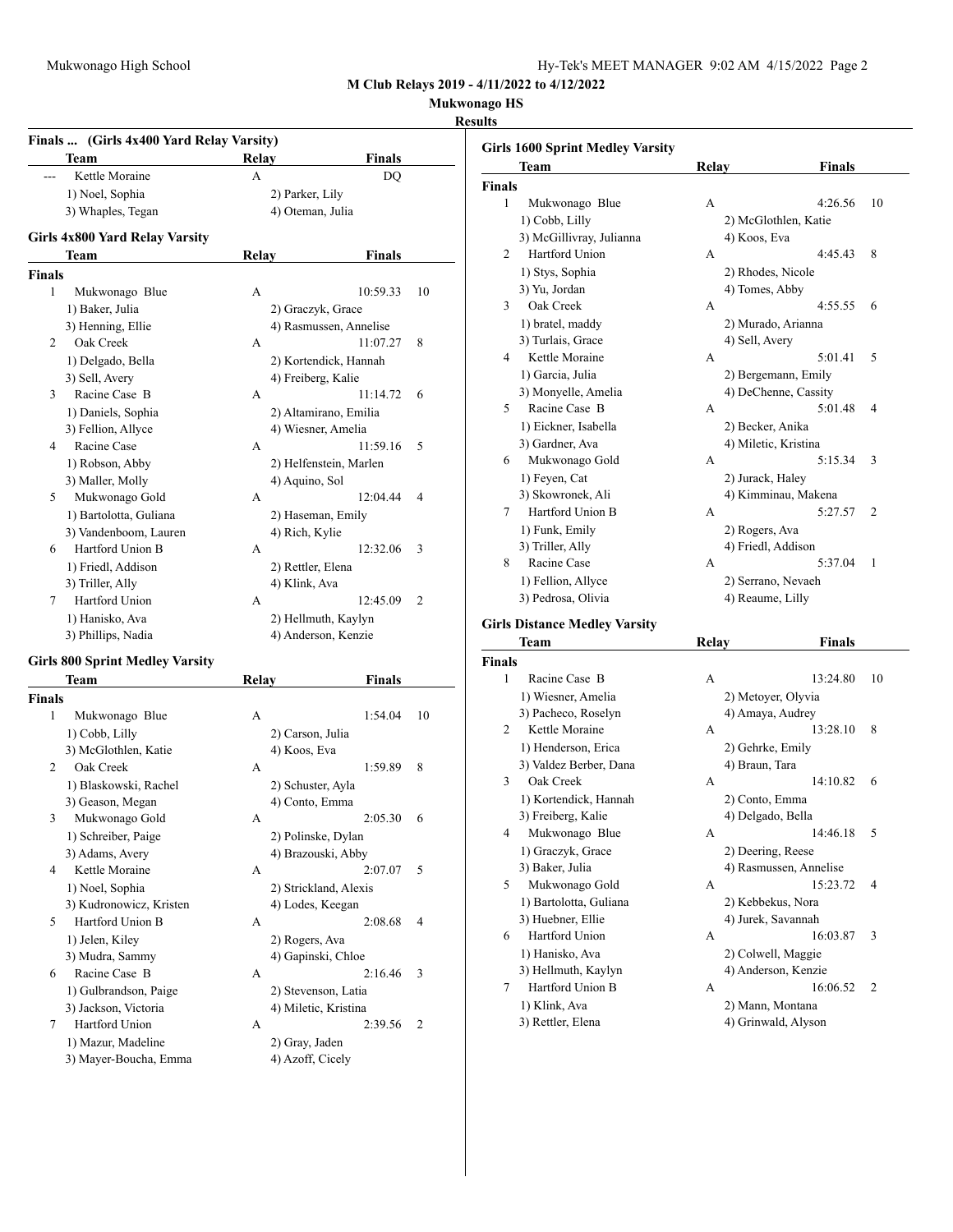**M Club Relays 2019 - 4/11/2022 to 4/12/2022**

**Mukwonago HS**

**Results**

### Finals ... (Girls 4x400 Yard Relay Varsity)

| | Team | Relay | Finals | |
|---|---|---|---|---|
| --- | Kettle Moraine | A | DQ | |
| | 1) Noel, Sophia | 2) Parker, Lily | | |
| | 3) Whaples, Tegan | 4) Oteman, Julia | | |

### Girls 4x800 Yard Relay Varsity

**Finals**

| | Team | Relay | Finals | |
|---|---|---|---|---|
| 1 | Mukwonago Blue | A | 10:59.33 | 10 |
| | 1) Baker, Julia | 2) Graczyk, Grace | | |
| | 3) Henning, Ellie | 4) Rasmussen, Annelise | | |
| 2 | Oak Creek | A | 11:07.27 | 8 |
| | 1) Delgado, Bella | 2) Kortendick, Hannah | | |
| | 3) Sell, Avery | 4) Freiberg, Kalie | | |
| 3 | Racine Case B | A | 11:14.72 | 6 |
| | 1) Daniels, Sophia | 2) Altamirano, Emilia | | |
| | 3) Fellion, Allyce | 4) Wiesner, Amelia | | |
| 4 | Racine Case | A | 11:59.16 | 5 |
| | 1) Robson, Abby | 2) Helfenstein, Marlen | | |
| | 3) Maller, Molly | 4) Aquino, Sol | | |
| 5 | Mukwonago Gold | A | 12:04.44 | 4 |
| | 1) Bartolotta, Guliana | 2) Haseman, Emily | | |
| | 3) Vandenboom, Lauren | 4) Rich, Kylie | | |
| 6 | Hartford Union B | A | 12:32.06 | 3 |
| | 1) Friedl, Addison | 2) Rettler, Elena | | |
| | 3) Triller, Ally | 4) Klink, Ava | | |
| 7 | Hartford Union | A | 12:45.09 | 2 |
| | 1) Hanisko, Ava | 2) Hellmuth, Kaylyn | | |
| | 3) Phillips, Nadia | 4) Anderson, Kenzie | | |

### Girls 800 Sprint Medley Varsity

**Finals**

| | Team | Relay | Finals | |
|---|---|---|---|---|
| 1 | Mukwonago Blue | A | 1:54.04 | 10 |
| | 1) Cobb, Lilly | 2) Carson, Julia | | |
| | 3) McGlothlen, Katie | 4) Koos, Eva | | |
| 2 | Oak Creek | A | 1:59.89 | 8 |
| | 1) Blaskowski, Rachel | 2) Schuster, Ayla | | |
| | 3) Geason, Megan | 4) Conto, Emma | | |
| 3 | Mukwonago Gold | A | 2:05.30 | 6 |
| | 1) Schreiber, Paige | 2) Polinske, Dylan | | |
| | 3) Adams, Avery | 4) Brazouski, Abby | | |
| 4 | Kettle Moraine | A | 2:07.07 | 5 |
| | 1) Noel, Sophia | 2) Strickland, Alexis | | |
| | 3) Kudronowicz, Kristen | 4) Lodes, Keegan | | |
| 5 | Hartford Union B | A | 2:08.68 | 4 |
| | 1) Jelen, Kiley | 2) Rogers, Ava | | |
| | 3) Mudra, Sammy | 4) Gapinski, Chloe | | |
| 6 | Racine Case B | A | 2:16.46 | 3 |
| | 1) Gulbrandson, Paige | 2) Stevenson, Latia | | |
| | 3) Jackson, Victoria | 4) Miletic, Kristina | | |
| 7 | Hartford Union | A | 2:39.56 | 2 |
| | 1) Mazur, Madeline | 2) Gray, Jaden | | |
| | 3) Mayer-Boucha, Emma | 4) Azoff, Cicely | | |

### Girls 1600 Sprint Medley Varsity

**Finals**

| | Team | Relay | Finals | |
|---|---|---|---|---|
| 1 | Mukwonago Blue | A | 4:26.56 | 10 |
| | 1) Cobb, Lilly | 2) McGlothlen, Katie | | |
| | 3) McGillivray, Julianna | 4) Koos, Eva | | |
| 2 | Hartford Union | A | 4:45.43 | 8 |
| | 1) Stys, Sophia | 2) Rhodes, Nicole | | |
| | 3) Yu, Jordan | 4) Tomes, Abby | | |
| 3 | Oak Creek | A | 4:55.55 | 6 |
| | 1) bratel, maddy | 2) Murado, Arianna | | |
| | 3) Turlais, Grace | 4) Sell, Avery | | |
| 4 | Kettle Moraine | A | 5:01.41 | 5 |
| | 1) Garcia, Julia | 2) Bergemann, Emily | | |
| | 3) Monyelle, Amelia | 4) DeChenne, Cassity | | |
| 5 | Racine Case B | A | 5:01.48 | 4 |
| | 1) Eickner, Isabella | 2) Becker, Anika | | |
| | 3) Gardner, Ava | 4) Miletic, Kristina | | |
| 6 | Mukwonago Gold | A | 5:15.34 | 3 |
| | 1) Feyen, Cat | 2) Jurack, Haley | | |
| | 3) Skowronek, Ali | 4) Kimminau, Makena | | |
| 7 | Hartford Union B | A | 5:27.57 | 2 |
| | 1) Funk, Emily | 2) Rogers, Ava | | |
| | 3) Triller, Ally | 4) Friedl, Addison | | |
| 8 | Racine Case | A | 5:37.04 | 1 |
| | 1) Fellion, Allyce | 2) Serrano, Nevaeh | | |
| | 3) Pedrosa, Olivia | 4) Reaume, Lilly | | |

### Girls Distance Medley Varsity

**Finals**

| | Team | Relay | Finals | |
|---|---|---|---|---|
| 1 | Racine Case B | A | 13:24.80 | 10 |
| | 1) Wiesner, Amelia | 2) Metoyer, Olyvia | | |
| | 3) Pacheco, Roselyn | 4) Amaya, Audrey | | |
| 2 | Kettle Moraine | A | 13:28.10 | 8 |
| | 1) Henderson, Erica | 2) Gehrke, Emily | | |
| | 3) Valdez Berber, Dana | 4) Braun, Tara | | |
| 3 | Oak Creek | A | 14:10.82 | 6 |
| | 1) Kortendick, Hannah | 2) Conto, Emma | | |
| | 3) Freiberg, Kalie | 4) Delgado, Bella | | |
| 4 | Mukwonago Blue | A | 14:46.18 | 5 |
| | 1) Graczyk, Grace | 2) Deering, Reese | | |
| | 3) Baker, Julia | 4) Rasmussen, Annelise | | |
| 5 | Mukwonago Gold | A | 15:23.72 | 4 |
| | 1) Bartolotta, Guliana | 2) Kebbekus, Nora | | |
| | 3) Huebner, Ellie | 4) Jurek, Savannah | | |
| 6 | Hartford Union | A | 16:03.87 | 3 |
| | 1) Hanisko, Ava | 2) Colwell, Maggie | | |
| | 3) Hellmuth, Kaylyn | 4) Anderson, Kenzie | | |
| 7 | Hartford Union B | A | 16:06.52 | 2 |
| | 1) Klink, Ava | 2) Mann, Montana | | |
| | 3) Rettler, Elena | 4) Grinwald, Alyson | | |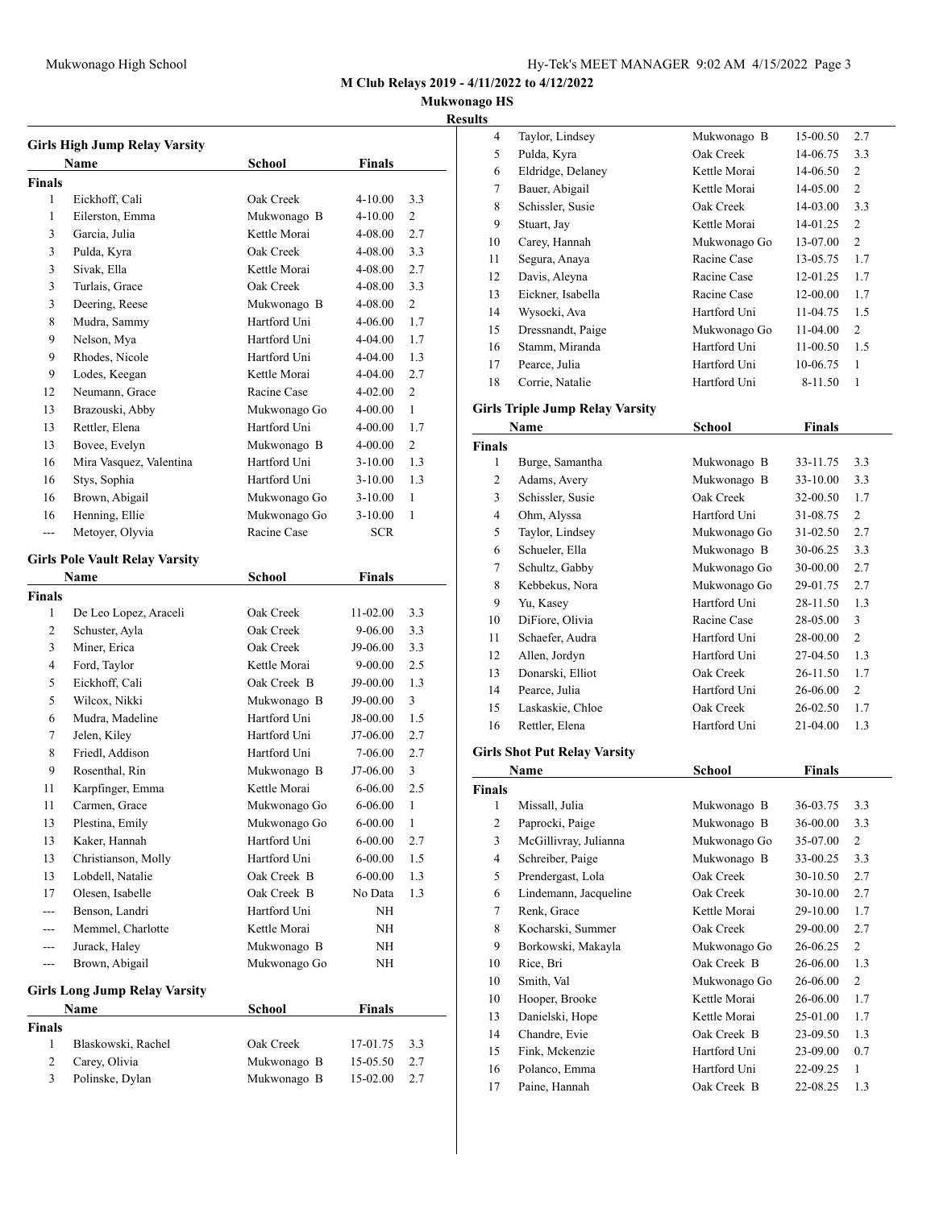## M Club Relays 2019 - 4/11/2022 to 4/12/2022

**Mukwonago HS**

**Results**

### Girls High Jump Relay Varsity

| | Name | School | Finals | |
|---|---|---|---|---|
| **Finals** | | | | |
| 1 | Eickhoff, Cali | Oak Creek | 4-10.00 | 3.3 |
| 1 | Eilerston, Emma | Mukwonago B | 4-10.00 | 2 |
| 3 | Garcia, Julia | Kettle Morai | 4-08.00 | 2.7 |
| 3 | Pulda, Kyra | Oak Creek | 4-08.00 | 3.3 |
| 3 | Sivak, Ella | Kettle Morai | 4-08.00 | 2.7 |
| 3 | Turlais, Grace | Oak Creek | 4-08.00 | 3.3 |
| 3 | Deering, Reese | Mukwonago B | 4-08.00 | 2 |
| 8 | Mudra, Sammy | Hartford Uni | 4-06.00 | 1.7 |
| 9 | Nelson, Mya | Hartford Uni | 4-04.00 | 1.7 |
| 9 | Rhodes, Nicole | Hartford Uni | 4-04.00 | 1.3 |
| 9 | Lodes, Keegan | Kettle Morai | 4-04.00 | 2.7 |
| 12 | Neumann, Grace | Racine Case | 4-02.00 | 2 |
| 13 | Brazouski, Abby | Mukwonago Go | 4-00.00 | 1 |
| 13 | Rettler, Elena | Hartford Uni | 4-00.00 | 1.7 |
| 13 | Bovee, Evelyn | Mukwonago B | 4-00.00 | 2 |
| 16 | Mira Vasquez, Valentina | Hartford Uni | 3-10.00 | 1.3 |
| 16 | Stys, Sophia | Hartford Uni | 3-10.00 | 1.3 |
| 16 | Brown, Abigail | Mukwonago Go | 3-10.00 | 1 |
| 16 | Henning, Ellie | Mukwonago Go | 3-10.00 | 1 |
| --- | Metoyer, Olyvia | Racine Case | SCR | |

### Girls Pole Vault Relay Varsity

| | Name | School | Finals | |
|---|---|---|---|---|
| **Finals** | | | | |
| 1 | De Leo Lopez, Araceli | Oak Creek | 11-02.00 | 3.3 |
| 2 | Schuster, Ayla | Oak Creek | 9-06.00 | 3.3 |
| 3 | Miner, Erica | Oak Creek | J9-06.00 | 3.3 |
| 4 | Ford, Taylor | Kettle Morai | 9-00.00 | 2.5 |
| 5 | Eickhoff, Cali | Oak Creek B | J9-00.00 | 1.3 |
| 5 | Wilcox, Nikki | Mukwonago B | J9-00.00 | 3 |
| 6 | Mudra, Madeline | Hartford Uni | J8-00.00 | 1.5 |
| 7 | Jelen, Kiley | Hartford Uni | J7-06.00 | 2.7 |
| 8 | Friedl, Addison | Hartford Uni | 7-06.00 | 2.7 |
| 9 | Rosenthal, Rin | Mukwonago B | J7-06.00 | 3 |
| 11 | Karpfinger, Emma | Kettle Morai | 6-06.00 | 2.5 |
| 11 | Carmen, Grace | Mukwonago Go | 6-06.00 | 1 |
| 13 | Plestina, Emily | Mukwonago Go | 6-00.00 | 1 |
| 13 | Kaker, Hannah | Hartford Uni | 6-00.00 | 2.7 |
| 13 | Christianson, Molly | Hartford Uni | 6-00.00 | 1.5 |
| 13 | Lobdell, Natalie | Oak Creek B | 6-00.00 | 1.3 |
| 17 | Olesen, Isabelle | Oak Creek B | No Data | 1.3 |
| --- | Benson, Landri | Hartford Uni | NH | |
| --- | Memmel, Charlotte | Kettle Morai | NH | |
| --- | Jurack, Haley | Mukwonago B | NH | |
| --- | Brown, Abigail | Mukwonago Go | NH | |

### Girls Long Jump Relay Varsity

| | Name | School | Finals | |
|---|---|---|---|---|
| **Finals** | | | | |
| 1 | Blaskowski, Rachel | Oak Creek | 17-01.75 | 3.3 |
| 2 | Carey, Olivia | Mukwonago B | 15-05.50 | 2.7 |
| 3 | Polinske, Dylan | Mukwonago B | 15-02.00 | 2.7 |
| 4 | Taylor, Lindsey | Mukwonago B | 15-00.50 | 2.7 |
| 5 | Pulda, Kyra | Oak Creek | 14-06.75 | 3.3 |
| 6 | Eldridge, Delaney | Kettle Morai | 14-06.50 | 2 |
| 7 | Bauer, Abigail | Kettle Morai | 14-05.00 | 2 |
| 8 | Schissler, Susie | Oak Creek | 14-03.00 | 3.3 |
| 9 | Stuart, Jay | Kettle Morai | 14-01.25 | 2 |
| 10 | Carey, Hannah | Mukwonago Go | 13-07.00 | 2 |
| 11 | Segura, Anaya | Racine Case | 13-05.75 | 1.7 |
| 12 | Davis, Aleyna | Racine Case | 12-01.25 | 1.7 |
| 13 | Eickner, Isabella | Racine Case | 12-00.00 | 1.7 |
| 14 | Wysocki, Ava | Hartford Uni | 11-04.75 | 1.5 |
| 15 | Dressnandt, Paige | Mukwonago Go | 11-04.00 | 2 |
| 16 | Stamm, Miranda | Hartford Uni | 11-00.50 | 1.5 |
| 17 | Pearce, Julia | Hartford Uni | 10-06.75 | 1 |
| 18 | Corrie, Natalie | Hartford Uni | 8-11.50 | 1 |

### Girls Triple Jump Relay Varsity

| | Name | School | Finals | |
|---|---|---|---|---|
| **Finals** | | | | |
| 1 | Burge, Samantha | Mukwonago B | 33-11.75 | 3.3 |
| 2 | Adams, Avery | Mukwonago B | 33-10.00 | 3.3 |
| 3 | Schissler, Susie | Oak Creek | 32-00.50 | 1.7 |
| 4 | Ohm, Alyssa | Hartford Uni | 31-08.75 | 2 |
| 5 | Taylor, Lindsey | Mukwonago Go | 31-02.50 | 2.7 |
| 6 | Schueler, Ella | Mukwonago B | 30-06.25 | 3.3 |
| 7 | Schultz, Gabby | Mukwonago Go | 30-00.00 | 2.7 |
| 8 | Kebbekus, Nora | Mukwonago Go | 29-01.75 | 2.7 |
| 9 | Yu, Kasey | Hartford Uni | 28-11.50 | 1.3 |
| 10 | DiFiore, Olivia | Racine Case | 28-05.00 | 3 |
| 11 | Schaefer, Audra | Hartford Uni | 28-00.00 | 2 |
| 12 | Allen, Jordyn | Hartford Uni | 27-04.50 | 1.3 |
| 13 | Donarski, Elliot | Oak Creek | 26-11.50 | 1.7 |
| 14 | Pearce, Julia | Hartford Uni | 26-06.00 | 2 |
| 15 | Laskaskie, Chloe | Oak Creek | 26-02.50 | 1.7 |
| 16 | Rettler, Elena | Hartford Uni | 21-04.00 | 1.3 |

### Girls Shot Put Relay Varsity

| | Name | School | Finals | |
|---|---|---|---|---|
| **Finals** | | | | |
| 1 | Missall, Julia | Mukwonago B | 36-03.75 | 3.3 |
| 2 | Paprocki, Paige | Mukwonago B | 36-00.00 | 3.3 |
| 3 | McGillivray, Julianna | Mukwonago Go | 35-07.00 | 2 |
| 4 | Schreiber, Paige | Mukwonago B | 33-00.25 | 3.3 |
| 5 | Prendergast, Lola | Oak Creek | 30-10.50 | 2.7 |
| 6 | Lindemann, Jacqueline | Oak Creek | 30-10.00 | 2.7 |
| 7 | Renk, Grace | Kettle Morai | 29-10.00 | 1.7 |
| 8 | Kocharski, Summer | Oak Creek | 29-00.00 | 2.7 |
| 9 | Borkowski, Makayla | Mukwonago Go | 26-06.25 | 2 |
| 10 | Rice, Bri | Oak Creek B | 26-06.00 | 1.3 |
| 10 | Smith, Val | Mukwonago Go | 26-06.00 | 2 |
| 10 | Hooper, Brooke | Kettle Morai | 26-06.00 | 1.7 |
| 13 | Danielski, Hope | Kettle Morai | 25-01.00 | 1.7 |
| 14 | Chandre, Evie | Oak Creek B | 23-09.50 | 1.3 |
| 15 | Fink, Mckenzie | Hartford Uni | 23-09.00 | 0.7 |
| 16 | Polanco, Emma | Hartford Uni | 22-09.25 | 1 |
| 17 | Paine, Hannah | Oak Creek B | 22-08.25 | 1.3 |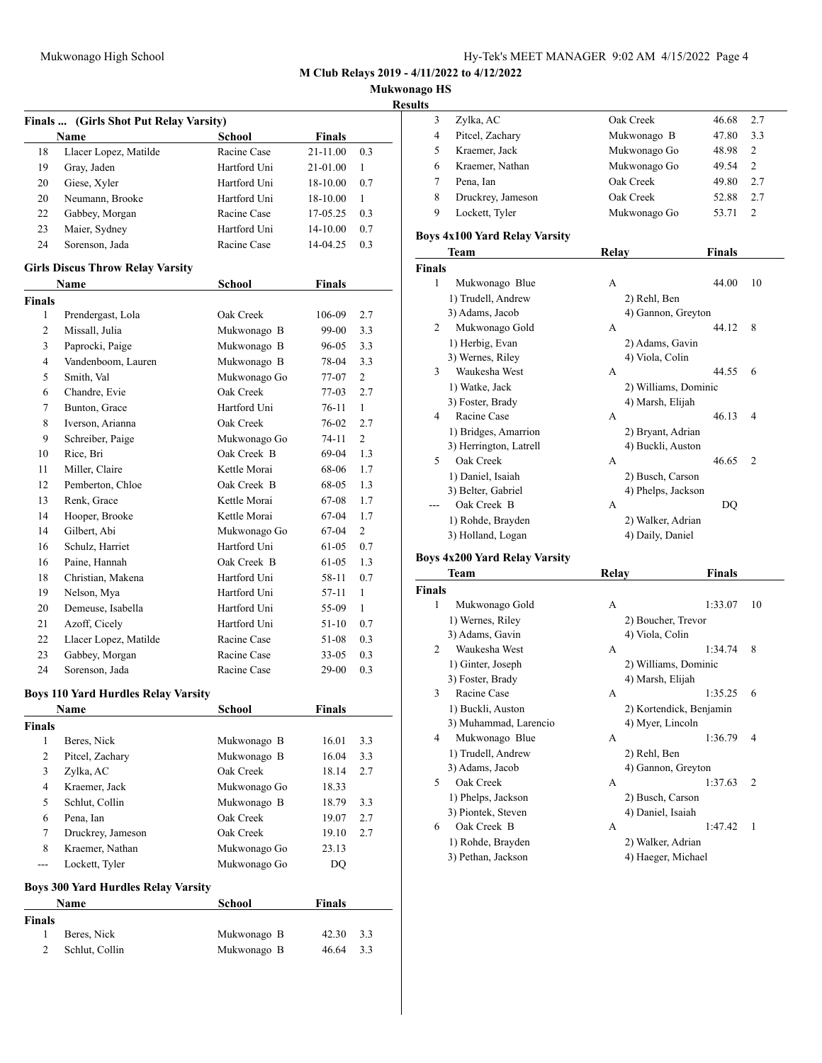## M Club Relays 2019 - 4/11/2022 to 4/12/2022

### Mukwonago HS

### Results

#### Finals ... (Girls Shot Put Relay Varsity)

| | Name | School | Finals | |
|---|---|---|---|---|
| 18 | Llacer Lopez, Matilde | Racine Case | 21-11.00 | 0.3 |
| 19 | Gray, Jaden | Hartford Uni | 21-01.00 | 1 |
| 20 | Giese, Xyler | Hartford Uni | 18-10.00 | 0.7 |
| 20 | Neumann, Brooke | Hartford Uni | 18-10.00 | 1 |
| 22 | Gabbey, Morgan | Racine Case | 17-05.25 | 0.3 |
| 23 | Maier, Sydney | Hartford Uni | 14-10.00 | 0.7 |
| 24 | Sorenson, Jada | Racine Case | 14-04.25 | 0.3 |

#### Girls Discus Throw Relay Varsity

| | Name | School | Finals | |
|---|---|---|---|---|
| **Finals** | | | | |
| 1 | Prendergast, Lola | Oak Creek | 106-09 | 2.7 |
| 2 | Missall, Julia | Mukwonago B | 99-00 | 3.3 |
| 3 | Paprocki, Paige | Mukwonago B | 96-05 | 3.3 |
| 4 | Vandenboom, Lauren | Mukwonago B | 78-04 | 3.3 |
| 5 | Smith, Val | Mukwonago Go | 77-07 | 2 |
| 6 | Chandre, Evie | Oak Creek | 77-03 | 2.7 |
| 7 | Bunton, Grace | Hartford Uni | 76-11 | 1 |
| 8 | Iverson, Arianna | Oak Creek | 76-02 | 2.7 |
| 9 | Schreiber, Paige | Mukwonago Go | 74-11 | 2 |
| 10 | Rice, Bri | Oak Creek B | 69-04 | 1.3 |
| 11 | Miller, Claire | Kettle Morai | 68-06 | 1.7 |
| 12 | Pemberton, Chloe | Oak Creek B | 68-05 | 1.3 |
| 13 | Renk, Grace | Kettle Morai | 67-08 | 1.7 |
| 14 | Hooper, Brooke | Kettle Morai | 67-04 | 1.7 |
| 14 | Gilbert, Abi | Mukwonago Go | 67-04 | 2 |
| 16 | Schulz, Harriet | Hartford Uni | 61-05 | 0.7 |
| 16 | Paine, Hannah | Oak Creek B | 61-05 | 1.3 |
| 18 | Christian, Makena | Hartford Uni | 58-11 | 0.7 |
| 19 | Nelson, Mya | Hartford Uni | 57-11 | 1 |
| 20 | Demeuse, Isabella | Hartford Uni | 55-09 | 1 |
| 21 | Azoff, Cicely | Hartford Uni | 51-10 | 0.7 |
| 22 | Llacer Lopez, Matilde | Racine Case | 51-08 | 0.3 |
| 23 | Gabbey, Morgan | Racine Case | 33-05 | 0.3 |
| 24 | Sorenson, Jada | Racine Case | 29-00 | 0.3 |

#### Boys 110 Yard Hurdles Relay Varsity

| | Name | School | Finals | |
|---|---|---|---|---|
| **Finals** | | | | |
| 1 | Beres, Nick | Mukwonago B | 16.01 | 3.3 |
| 2 | Pitcel, Zachary | Mukwonago B | 16.04 | 3.3 |
| 3 | Zylka, AC | Oak Creek | 18.14 | 2.7 |
| 4 | Kraemer, Jack | Mukwonago Go | 18.33 | |
| 5 | Schlut, Collin | Mukwonago B | 18.79 | 3.3 |
| 6 | Pena, Ian | Oak Creek | 19.07 | 2.7 |
| 7 | Druckrey, Jameson | Oak Creek | 19.10 | 2.7 |
| 8 | Kraemer, Nathan | Mukwonago Go | 23.13 | |
| --- | Lockett, Tyler | Mukwonago Go | DQ | |

#### Boys 300 Yard Hurdles Relay Varsity

| | Name | School | Finals | |
|---|---|---|---|---|
| **Finals** | | | | |
| 1 | Beres, Nick | Mukwonago B | 42.30 | 3.3 |
| 2 | Schlut, Collin | Mukwonago B | 46.64 | 3.3 |
| 3 | Zylka, AC | Oak Creek | 46.68 | 2.7 |
| 4 | Pitcel, Zachary | Mukwonago B | 47.80 | 3.3 |
| 5 | Kraemer, Jack | Mukwonago Go | 48.98 | 2 |
| 6 | Kraemer, Nathan | Mukwonago Go | 49.54 | 2 |
| 7 | Pena, Ian | Oak Creek | 49.80 | 2.7 |
| 8 | Druckrey, Jameson | Oak Creek | 52.88 | 2.7 |
| 9 | Lockett, Tyler | Mukwonago Go | 53.71 | 2 |

#### Boys 4x100 Yard Relay Varsity

| | Team | Relay | Finals | |
|---|---|---|---|---|
| **Finals** | | | | |
| 1 | Mukwonago Blue | A | 44.00 | 10 |
| | 1) Trudell, Andrew | 2) Rehl, Ben | | |
| | 3) Adams, Jacob | 4) Gannon, Greyton | | |
| 2 | Mukwonago Gold | A | 44.12 | 8 |
| | 1) Herbig, Evan | 2) Adams, Gavin | | |
| | 3) Wernes, Riley | 4) Viola, Colin | | |
| 3 | Waukesha West | A | 44.55 | 6 |
| | 1) Watke, Jack | 2) Williams, Dominic | | |
| | 3) Foster, Brady | 4) Marsh, Elijah | | |
| 4 | Racine Case | A | 46.13 | 4 |
| | 1) Bridges, Amarrion | 2) Bryant, Adrian | | |
| | 3) Herrington, Latrell | 4) Buckli, Auston | | |
| 5 | Oak Creek | A | 46.65 | 2 |
| | 1) Daniel, Isaiah | 2) Busch, Carson | | |
| | 3) Belter, Gabriel | 4) Phelps, Jackson | | |
| --- | Oak Creek B | A | DQ | |
| | 1) Rohde, Brayden | 2) Walker, Adrian | | |
| | 3) Holland, Logan | 4) Daily, Daniel | | |

#### Boys 4x200 Yard Relay Varsity

| | Team | Relay | Finals | |
|---|---|---|---|---|
| **Finals** | | | | |
| 1 | Mukwonago Gold | A | 1:33.07 | 10 |
| | 1) Wernes, Riley | 2) Boucher, Trevor | | |
| | 3) Adams, Gavin | 4) Viola, Colin | | |
| 2 | Waukesha West | A | 1:34.74 | 8 |
| | 1) Ginter, Joseph | 2) Williams, Dominic | | |
| | 3) Foster, Brady | 4) Marsh, Elijah | | |
| 3 | Racine Case | A | 1:35.25 | 6 |
| | 1) Buckli, Auston | 2) Kortendick, Benjamin | | |
| | 3) Muhammad, Larencio | 4) Myer, Lincoln | | |
| 4 | Mukwonago Blue | A | 1:36.79 | 4 |
| | 1) Trudell, Andrew | 2) Rehl, Ben | | |
| | 3) Adams, Jacob | 4) Gannon, Greyton | | |
| 5 | Oak Creek | A | 1:37.63 | 2 |
| | 1) Phelps, Jackson | 2) Busch, Carson | | |
| | 3) Piontek, Steven | 4) Daniel, Isaiah | | |
| 6 | Oak Creek B | A | 1:47.42 | 1 |
| | 1) Rohde, Brayden | 2) Walker, Adrian | | |
| | 3) Pethan, Jackson | 4) Haeger, Michael | | |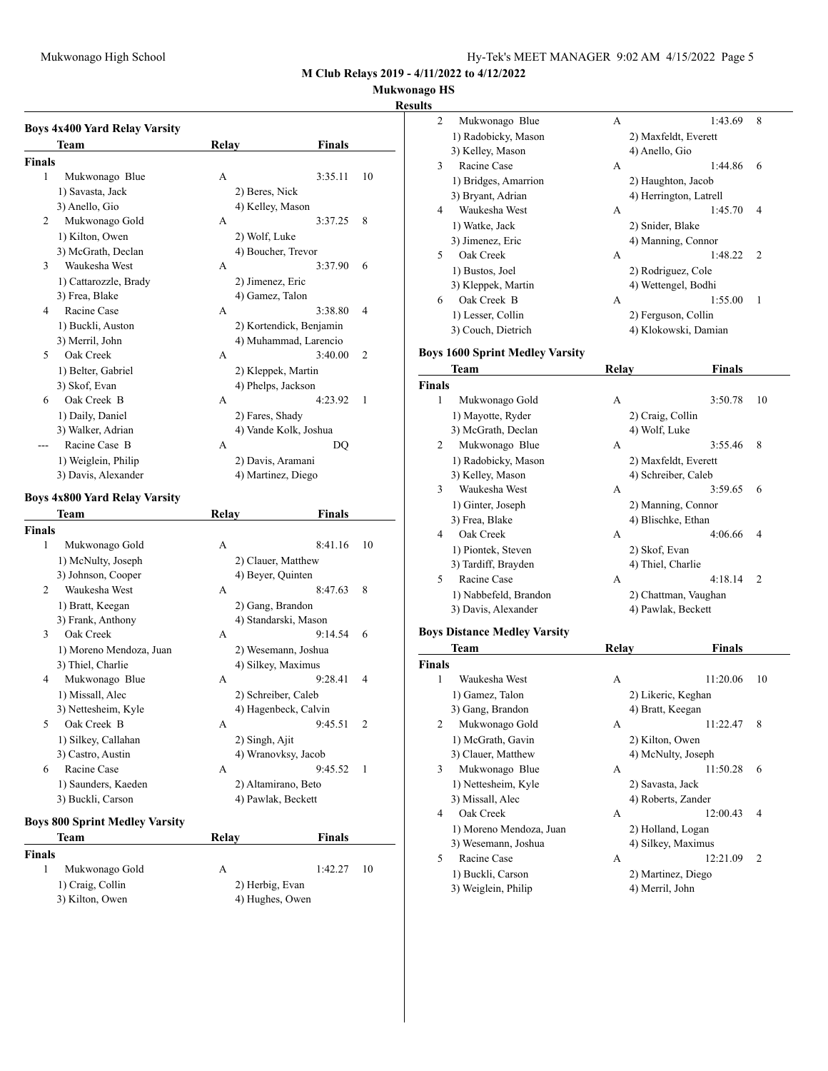## M Club Relays 2019 - 4/11/2022 to 4/12/2022

### Mukwonago HS

#### Results

### Boys 4x400 Yard Relay Varsity

| | Team | Relay | Finals | |
|---|---|---|---|---|
| **Finals** | | | | |
| 1 | Mukwonago Blue | A | 3:35.11 | 10 |
| | 1) Savasta, Jack | 2) Beres, Nick | | |
| | 3) Anello, Gio | 4) Kelley, Mason | | |
| 2 | Mukwonago Gold | A | 3:37.25 | 8 |
| | 1) Kilton, Owen | 2) Wolf, Luke | | |
| | 3) McGrath, Declan | 4) Boucher, Trevor | | |
| 3 | Waukesha West | A | 3:37.90 | 6 |
| | 1) Cattarozzle, Brady | 2) Jimenez, Eric | | |
| | 3) Frea, Blake | 4) Gamez, Talon | | |
| 4 | Racine Case | A | 3:38.80 | 4 |
| | 1) Buckli, Auston | 2) Kortendick, Benjamin | | |
| | 3) Merril, John | 4) Muhammad, Larencio | | |
| 5 | Oak Creek | A | 3:40.00 | 2 |
| | 1) Belter, Gabriel | 2) Kleppek, Martin | | |
| | 3) Skof, Evan | 4) Phelps, Jackson | | |
| 6 | Oak Creek B | A | 4:23.92 | 1 |
| | 1) Daily, Daniel | 2) Fares, Shady | | |
| | 3) Walker, Adrian | 4) Vande Kolk, Joshua | | |
| --- | Racine Case B | A | DQ | |
| | 1) Weiglein, Philip | 2) Davis, Aramani | | |
| | 3) Davis, Alexander | 4) Martinez, Diego | | |

### Boys 4x800 Yard Relay Varsity

| | Team | Relay | Finals | |
|---|---|---|---|---|
| **Finals** | | | | |
| 1 | Mukwonago Gold | A | 8:41.16 | 10 |
| | 1) McNulty, Joseph | 2) Clauer, Matthew | | |
| | 3) Johnson, Cooper | 4) Beyer, Quinten | | |
| 2 | Waukesha West | A | 8:47.63 | 8 |
| | 1) Bratt, Keegan | 2) Gang, Brandon | | |
| | 3) Frank, Anthony | 4) Standarski, Mason | | |
| 3 | Oak Creek | A | 9:14.54 | 6 |
| | 1) Moreno Mendoza, Juan | 2) Wesemann, Joshua | | |
| | 3) Thiel, Charlie | 4) Silkey, Maximus | | |
| 4 | Mukwonago Blue | A | 9:28.41 | 4 |
| | 1) Missall, Alec | 2) Schreiber, Caleb | | |
| | 3) Nettesheim, Kyle | 4) Hagenbeck, Calvin | | |
| 5 | Oak Creek B | A | 9:45.51 | 2 |
| | 1) Silkey, Callahan | 2) Singh, Ajit | | |
| | 3) Castro, Austin | 4) Wranovksy, Jacob | | |
| 6 | Racine Case | A | 9:45.52 | 1 |
| | 1) Saunders, Kaeden | 2) Altamirano, Beto | | |
| | 3) Buckli, Carson | 4) Pawlak, Beckett | | |

### Boys 800 Sprint Medley Varsity

| | Team | Relay | Finals | |
|---|---|---|---|---|
| **Finals** | | | | |
| 1 | Mukwonago Gold | A | 1:42.27 | 10 |
| | 1) Craig, Collin | 2) Herbig, Evan | | |
| | 3) Kilton, Owen | 4) Hughes, Owen | | |
| 2 | Mukwonago Blue | A | 1:43.69 | 8 |
| | 1) Radobicky, Mason | 2) Maxfeldt, Everett | | |
| | 3) Kelley, Mason | 4) Anello, Gio | | |
| 3 | Racine Case | A | 1:44.86 | 6 |
| | 1) Bridges, Amarrion | 2) Haughton, Jacob | | |
| | 3) Bryant, Adrian | 4) Herrington, Latrell | | |
| 4 | Waukesha West | A | 1:45.70 | 4 |
| | 1) Watke, Jack | 2) Snider, Blake | | |
| | 3) Jimenez, Eric | 4) Manning, Connor | | |
| 5 | Oak Creek | A | 1:48.22 | 2 |
| | 1) Bustos, Joel | 2) Rodriguez, Cole | | |
| | 3) Kleppek, Martin | 4) Wettengel, Bodhi | | |
| 6 | Oak Creek B | A | 1:55.00 | 1 |
| | 1) Lesser, Collin | 2) Ferguson, Collin | | |
| | 3) Couch, Dietrich | 4) Klokowski, Damian | | |

### Boys 1600 Sprint Medley Varsity

| | Team | Relay | Finals | |
|---|---|---|---|---|
| **Finals** | | | | |
| 1 | Mukwonago Gold | A | 3:50.78 | 10 |
| | 1) Mayotte, Ryder | 2) Craig, Collin | | |
| | 3) McGrath, Declan | 4) Wolf, Luke | | |
| 2 | Mukwonago Blue | A | 3:55.46 | 8 |
| | 1) Radobicky, Mason | 2) Maxfeldt, Everett | | |
| | 3) Kelley, Mason | 4) Schreiber, Caleb | | |
| 3 | Waukesha West | A | 3:59.65 | 6 |
| | 1) Ginter, Joseph | 2) Manning, Connor | | |
| | 3) Frea, Blake | 4) Blischke, Ethan | | |
| 4 | Oak Creek | A | 4:06.66 | 4 |
| | 1) Piontek, Steven | 2) Skof, Evan | | |
| | 3) Tardiff, Brayden | 4) Thiel, Charlie | | |
| 5 | Racine Case | A | 4:18.14 | 2 |
| | 1) Nabbefeld, Brandon | 2) Chattman, Vaughan | | |
| | 3) Davis, Alexander | 4) Pawlak, Beckett | | |

### Boys Distance Medley Varsity

| | Team | Relay | Finals | |
|---|---|---|---|---|
| **Finals** | | | | |
| 1 | Waukesha West | A | 11:20.06 | 10 |
| | 1) Gamez, Talon | 2) Likeric, Keghan | | |
| | 3) Gang, Brandon | 4) Bratt, Keegan | | |
| 2 | Mukwonago Gold | A | 11:22.47 | 8 |
| | 1) McGrath, Gavin | 2) Kilton, Owen | | |
| | 3) Clauer, Matthew | 4) McNulty, Joseph | | |
| 3 | Mukwonago Blue | A | 11:50.28 | 6 |
| | 1) Nettesheim, Kyle | 2) Savasta, Jack | | |
| | 3) Missall, Alec | 4) Roberts, Zander | | |
| 4 | Oak Creek | A | 12:00.43 | 4 |
| | 1) Moreno Mendoza, Juan | 2) Holland, Logan | | |
| | 3) Wesemann, Joshua | 4) Silkey, Maximus | | |
| 5 | Racine Case | A | 12:21.09 | 2 |
| | 1) Buckli, Carson | 2) Martinez, Diego | | |
| | 3) Weiglein, Philip | 4) Merril, John | | |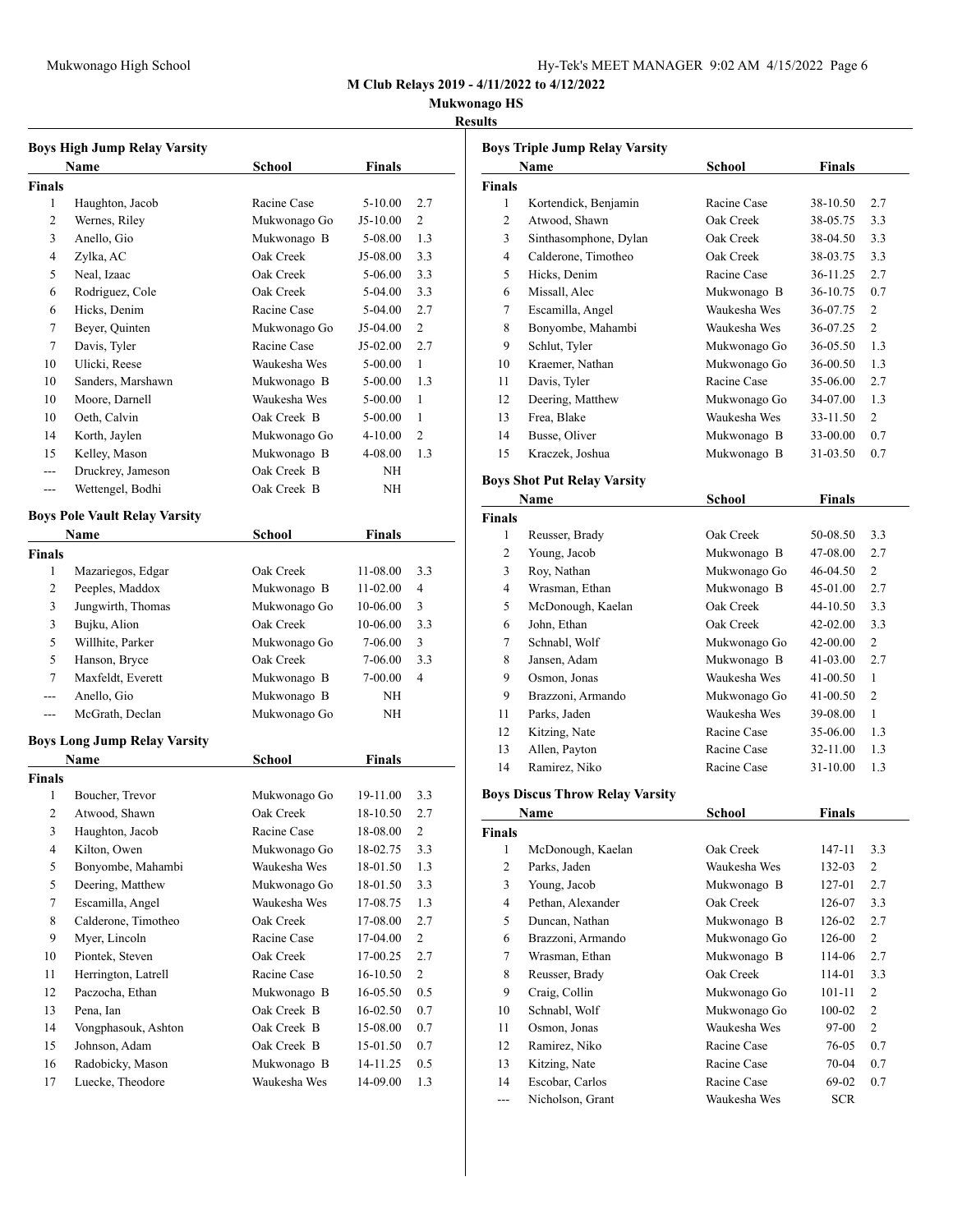**M Club Relays 2019 - 4/11/2022 to 4/12/2022**

**Mukwonago HS**

**Results**

### Boys High Jump Relay Varsity

| | Name | School | Finals | |
|---|---|---|---|---|
| **Finals** | | | | |
| 1 | Haughton, Jacob | Racine Case | 5-10.00 | 2.7 |
| 2 | Wernes, Riley | Mukwonago Go | J5-10.00 | 2 |
| 3 | Anello, Gio | Mukwonago B | 5-08.00 | 1.3 |
| 4 | Zylka, AC | Oak Creek | J5-08.00 | 3.3 |
| 5 | Neal, Izaac | Oak Creek | 5-06.00 | 3.3 |
| 6 | Rodriguez, Cole | Oak Creek | 5-04.00 | 3.3 |
| 6 | Hicks, Denim | Racine Case | 5-04.00 | 2.7 |
| 7 | Beyer, Quinten | Mukwonago Go | J5-04.00 | 2 |
| 7 | Davis, Tyler | Racine Case | J5-02.00 | 2.7 |
| 10 | Ulicki, Reese | Waukesha Wes | 5-00.00 | 1 |
| 10 | Sanders, Marshawn | Mukwonago B | 5-00.00 | 1.3 |
| 10 | Moore, Darnell | Waukesha Wes | 5-00.00 | 1 |
| 10 | Oeth, Calvin | Oak Creek B | 5-00.00 | 1 |
| 14 | Korth, Jaylen | Mukwonago Go | 4-10.00 | 2 |
| 15 | Kelley, Mason | Mukwonago B | 4-08.00 | 1.3 |
| --- | Druckrey, Jameson | Oak Creek B | NH | |
| --- | Wettengel, Bodhi | Oak Creek B | NH | |

### Boys Pole Vault Relay Varsity

| | Name | School | Finals | |
|---|---|---|---|---|
| **Finals** | | | | |
| 1 | Mazariegos, Edgar | Oak Creek | 11-08.00 | 3.3 |
| 2 | Peeples, Maddox | Mukwonago B | 11-02.00 | 4 |
| 3 | Jungwirth, Thomas | Mukwonago Go | 10-06.00 | 3 |
| 3 | Bujku, Alion | Oak Creek | 10-06.00 | 3.3 |
| 5 | Willhite, Parker | Mukwonago Go | 7-06.00 | 3 |
| 5 | Hanson, Bryce | Oak Creek | 7-06.00 | 3.3 |
| 7 | Maxfeldt, Everett | Mukwonago B | 7-00.00 | 4 |
| --- | Anello, Gio | Mukwonago B | NH | |
| --- | McGrath, Declan | Mukwonago Go | NH | |

### Boys Long Jump Relay Varsity

| | Name | School | Finals | |
|---|---|---|---|---|
| **Finals** | | | | |
| 1 | Boucher, Trevor | Mukwonago Go | 19-11.00 | 3.3 |
| 2 | Atwood, Shawn | Oak Creek | 18-10.50 | 2.7 |
| 3 | Haughton, Jacob | Racine Case | 18-08.00 | 2 |
| 4 | Kilton, Owen | Mukwonago Go | 18-02.75 | 3.3 |
| 5 | Bonyombe, Mahambi | Waukesha Wes | 18-01.50 | 1.3 |
| 5 | Deering, Matthew | Mukwonago Go | 18-01.50 | 3.3 |
| 7 | Escamilla, Angel | Waukesha Wes | 17-08.75 | 1.3 |
| 8 | Calderone, Timotheo | Oak Creek | 17-08.00 | 2.7 |
| 9 | Myer, Lincoln | Racine Case | 17-04.00 | 2 |
| 10 | Piontek, Steven | Oak Creek | 17-00.25 | 2.7 |
| 11 | Herrington, Latrell | Racine Case | 16-10.50 | 2 |
| 12 | Paczocha, Ethan | Mukwonago B | 16-05.50 | 0.5 |
| 13 | Pena, Ian | Oak Creek B | 16-02.50 | 0.7 |
| 14 | Vongphasouk, Ashton | Oak Creek B | 15-08.00 | 0.7 |
| 15 | Johnson, Adam | Oak Creek B | 15-01.50 | 0.7 |
| 16 | Radobicky, Mason | Mukwonago B | 14-11.25 | 0.5 |
| 17 | Luecke, Theodore | Waukesha Wes | 14-09.00 | 1.3 |

### Boys Triple Jump Relay Varsity

| | Name | School | Finals | |
|---|---|---|---|---|
| **Finals** | | | | |
| 1 | Kortendick, Benjamin | Racine Case | 38-10.50 | 2.7 |
| 2 | Atwood, Shawn | Oak Creek | 38-05.75 | 3.3 |
| 3 | Sinthasomphone, Dylan | Oak Creek | 38-04.50 | 3.3 |
| 4 | Calderone, Timotheo | Oak Creek | 38-03.75 | 3.3 |
| 5 | Hicks, Denim | Racine Case | 36-11.25 | 2.7 |
| 6 | Missall, Alec | Mukwonago B | 36-10.75 | 0.7 |
| 7 | Escamilla, Angel | Waukesha Wes | 36-07.75 | 2 |
| 8 | Bonyombe, Mahambi | Waukesha Wes | 36-07.25 | 2 |
| 9 | Schlut, Tyler | Mukwonago Go | 36-05.50 | 1.3 |
| 10 | Kraemer, Nathan | Mukwonago Go | 36-00.50 | 1.3 |
| 11 | Davis, Tyler | Racine Case | 35-06.00 | 2.7 |
| 12 | Deering, Matthew | Mukwonago Go | 34-07.00 | 1.3 |
| 13 | Frea, Blake | Waukesha Wes | 33-11.50 | 2 |
| 14 | Busse, Oliver | Mukwonago B | 33-00.00 | 0.7 |
| 15 | Kraczek, Joshua | Mukwonago B | 31-03.50 | 0.7 |

### Boys Shot Put Relay Varsity

| | Name | School | Finals | |
|---|---|---|---|---|
| **Finals** | | | | |
| 1 | Reusser, Brady | Oak Creek | 50-08.50 | 3.3 |
| 2 | Young, Jacob | Mukwonago B | 47-08.00 | 2.7 |
| 3 | Roy, Nathan | Mukwonago Go | 46-04.50 | 2 |
| 4 | Wrasman, Ethan | Mukwonago B | 45-01.00 | 2.7 |
| 5 | McDonough, Kaelan | Oak Creek | 44-10.50 | 3.3 |
| 6 | John, Ethan | Oak Creek | 42-02.00 | 3.3 |
| 7 | Schnabl, Wolf | Mukwonago Go | 42-00.00 | 2 |
| 8 | Jansen, Adam | Mukwonago B | 41-03.00 | 2.7 |
| 9 | Osmon, Jonas | Waukesha Wes | 41-00.50 | 1 |
| 9 | Brazzoni, Armando | Mukwonago Go | 41-00.50 | 2 |
| 11 | Parks, Jaden | Waukesha Wes | 39-08.00 | 1 |
| 12 | Kitzing, Nate | Racine Case | 35-06.00 | 1.3 |
| 13 | Allen, Payton | Racine Case | 32-11.00 | 1.3 |
| 14 | Ramirez, Niko | Racine Case | 31-10.00 | 1.3 |

### Boys Discus Throw Relay Varsity

| | Name | School | Finals | |
|---|---|---|---|---|
| **Finals** | | | | |
| 1 | McDonough, Kaelan | Oak Creek | 147-11 | 3.3 |
| 2 | Parks, Jaden | Waukesha Wes | 132-03 | 2 |
| 3 | Young, Jacob | Mukwonago B | 127-01 | 2.7 |
| 4 | Pethan, Alexander | Oak Creek | 126-07 | 3.3 |
| 5 | Duncan, Nathan | Mukwonago B | 126-02 | 2.7 |
| 6 | Brazzoni, Armando | Mukwonago Go | 126-00 | 2 |
| 7 | Wrasman, Ethan | Mukwonago B | 114-06 | 2.7 |
| 8 | Reusser, Brady | Oak Creek | 114-01 | 3.3 |
| 9 | Craig, Collin | Mukwonago Go | 101-11 | 2 |
| 10 | Schnabl, Wolf | Mukwonago Go | 100-02 | 2 |
| 11 | Osmon, Jonas | Waukesha Wes | 97-00 | 2 |
| 12 | Ramirez, Niko | Racine Case | 76-05 | 0.7 |
| 13 | Kitzing, Nate | Racine Case | 70-04 | 0.7 |
| 14 | Escobar, Carlos | Racine Case | 69-02 | 0.7 |
| --- | Nicholson, Grant | Waukesha Wes | SCR | |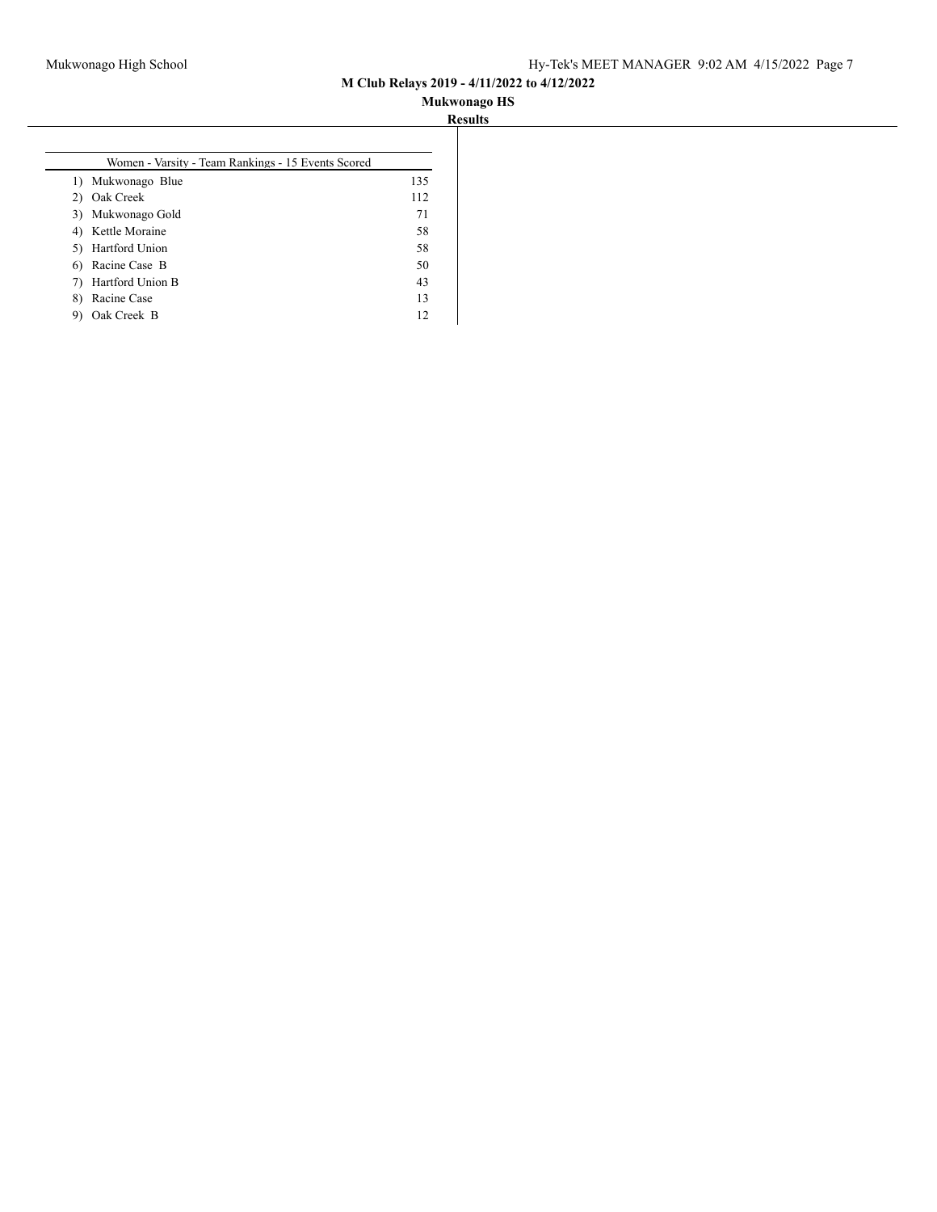**M Club Relays 2019 - 4/11/2022 to 4/12/2022**

**Mukwonago HS**

**Results**

Women - Varsity - Team Rankings - 15 Events Scored

| | | |
|---|---|---|
| 1) | Mukwonago Blue | 135 |
| 2) | Oak Creek | 112 |
| 3) | Mukwonago Gold | 71 |
| 4) | Kettle Moraine | 58 |
| 5) | Hartford Union | 58 |
| 6) | Racine Case B | 50 |
| 7) | Hartford Union B | 43 |
| 8) | Racine Case | 13 |
| 9) | Oak Creek B | 12 |